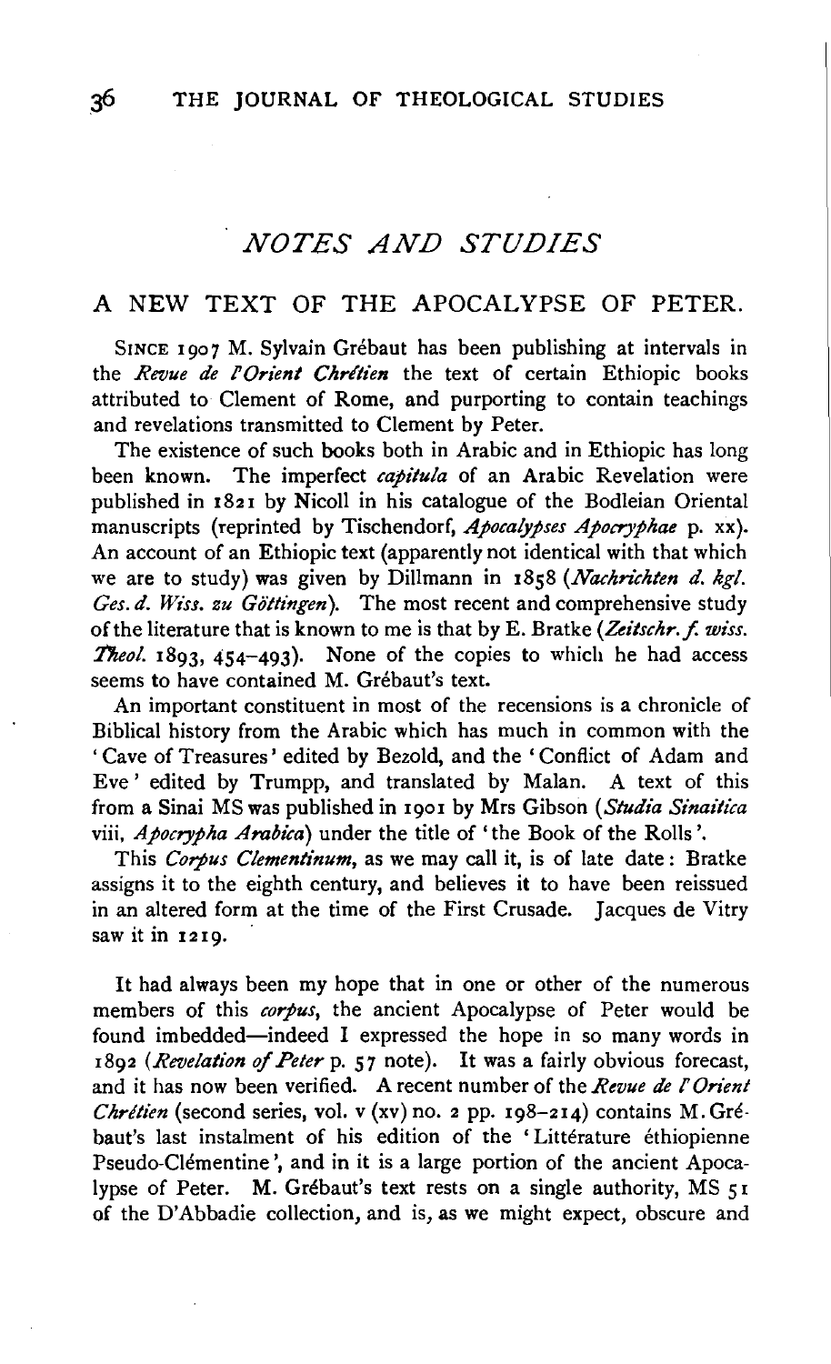## *NOTES AND STUDIES*

### A NEW TEXT OF THE APOCALYPSE OF PETER.

SINCE 1907 M. Sylvain Grébaut has been publishing at intervals in the *Revue de l'Orient Chrétien* the text of certain Ethiopic books attributed to Clement of Rome, and purporting to contain teachings and revelations transmitted to Clement by Peter.

The existence of such books both in Arabic and in Ethiopic has long been known. The imperfect *capitula* of an Arabic Revelation were published in 1821 by Nicoll in his catalogue of the Bodleian Oriental manuscripts (reprinted by Tischendorf, *Apocalypses Apocryphae* p. xx). An account of an Ethiopic text (apparently not identical with that which we are to study) was given by Dillmann in 1858 (*Nachrichten d. kgl. Ges. d. Wiss. zu Göttingen*). The most recent and comprehensive study of the literature that is known to me is that by E. Bratke (*Zeitschr. f. wiss. Theol.* 1893, 454–493). None of the copies to which he had access seems to have contained M. Grébaut's text.

An important constituent in most of the recensions is a chronicle of Biblical history from the Arabic which has much in common with the 'Cave of Treasures' edited by Bezold, and the 'Conflict of Adam and Eve' edited by Trumpp, and translated by Malan. A text of this from a Sinai MS was published in 1901 by Mrs Gibson (*Studia Sinaitica* viii, *Apocrypha Arabica*) under the title of 'the Book of the Rolls'.

This *Corpus Clementinum*, as we may call it, is of late date: Bratke assigns it to the eighth century, and believes it to have been reissued in an altered form at the time of the First Crusade. Jacques de Vitry saw it in 1219.

It had always been my hope that in one or other of the numerous members of this *corpus*, the ancient Apocalypse of Peter would be found imbedded—indeed I expressed the hope in so many words in 1892 (*Revelation of Peter* p. 57 note). It was a fairly obvious forecast, and it has now been verified. A recent number of the *Revue de l'Orient Chrétien* (second series, vol. v (xv) no. 2 pp. 198–214) contains M. Grébaut's last instalment of his edition of the 'Littérature éthiopienne Pseudo-Clémentine', and in it is a large portion of the ancient Apocalypse of Peter. M. Grébaut's text rests on a single authority, MS 51 of the D'Abbadie collection, and is, as we might expect, obscure and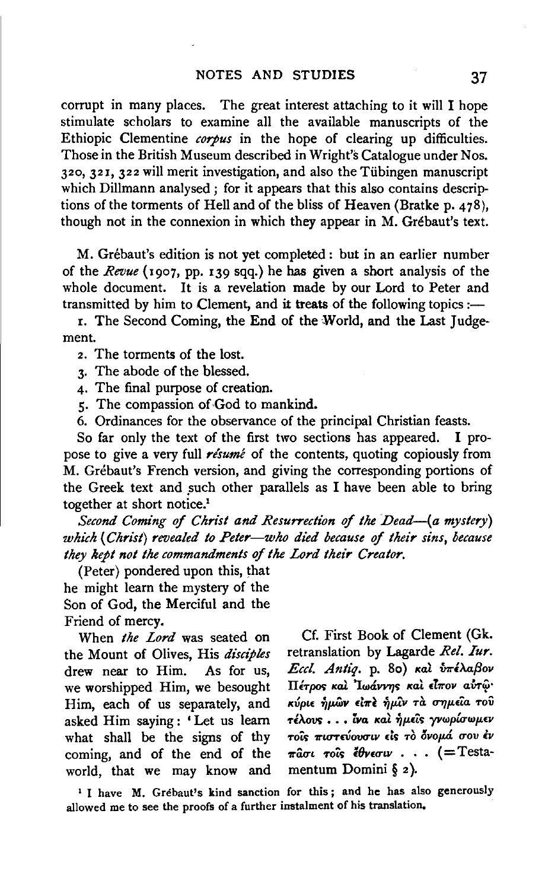corrupt in many places. The great interest attaching to it will I hope stimulate scholars to examine all the available manuscripts of the Ethiopic Clementine *corpus* in the hope of clearing up difficulties. Those in the British Museum described in Wright's Catalogue under Nos. 320, 321, 322 will merit investigation, and also the Tübingen manuscript which Dillmann analysed; for it appears that this also contains descriptions of the torments of Hell and of the bliss of Heaven (Bratke p. 478), though not in the connexion in which they appear in M. Grébaut's text.

M. Grébaut's edition is not yet completed: but in an earlier number of the *Revue* (1907, pp. 139 sqq.) he has given a short analysis of the whole document. It is a revelation made by our Lord to Peter and transmitted by him to Clement, and it treats of the following topics:—

1. The Second Coming, the End of the World, and the Last Judgement.
2. The torments of the lost.
3. The abode of the blessed.
4. The final purpose of creation.
5. The compassion of God to mankind.
6. Ordinances for the observance of the principal Christian feasts.

So far only the text of the first two sections has appeared. I propose to give a very full *résumé* of the contents, quoting copiously from M. Grébaut's French version, and giving the corresponding portions of the Greek text and such other parallels as I have been able to bring together at short notice.[1]

*Second Coming of Christ and Resurrection of the Dead—(a mystery) which (Christ) revealed to Peter—who died because of their sins, because they kept not the commandments of the Lord their Creator.*

(Peter) pondered upon this, that he might learn the mystery of the Son of God, the Merciful and the Friend of mercy.

When *the Lord* was seated on the Mount of Olives, His *disciples* drew near to Him. As for us, we worshipped Him, we besought Him, each of us separately, and asked Him saying: 'Let us learn what shall be the signs of thy coming, and of the end of the world, that we may know and

Cf. First Book of Clement (Gk. retranslation by Lagarde *Rel. Iur. Eccl. Antiq.* p. 80) καὶ ὑπέλαβον Πέτρος καὶ Ἰωάννης καὶ εἶπον αὐτῷ· κύριε ἡμῶν εἰπὲ ἡμῖν τὰ σημεῖα τοῦ τέλους . . . ἵνα καὶ ἡμεῖς γνωρίσωμεν τοῖς πιστεύουσιν εἰς τὸ ὄνομά σου ἐν πᾶσι τοῖς ἔθνεσιν . . . (=Testamentum Domini § 2).

[1] I have M. Grébaut's kind sanction for this; and he has also generously allowed me to see the proofs of a further instalment of his translation.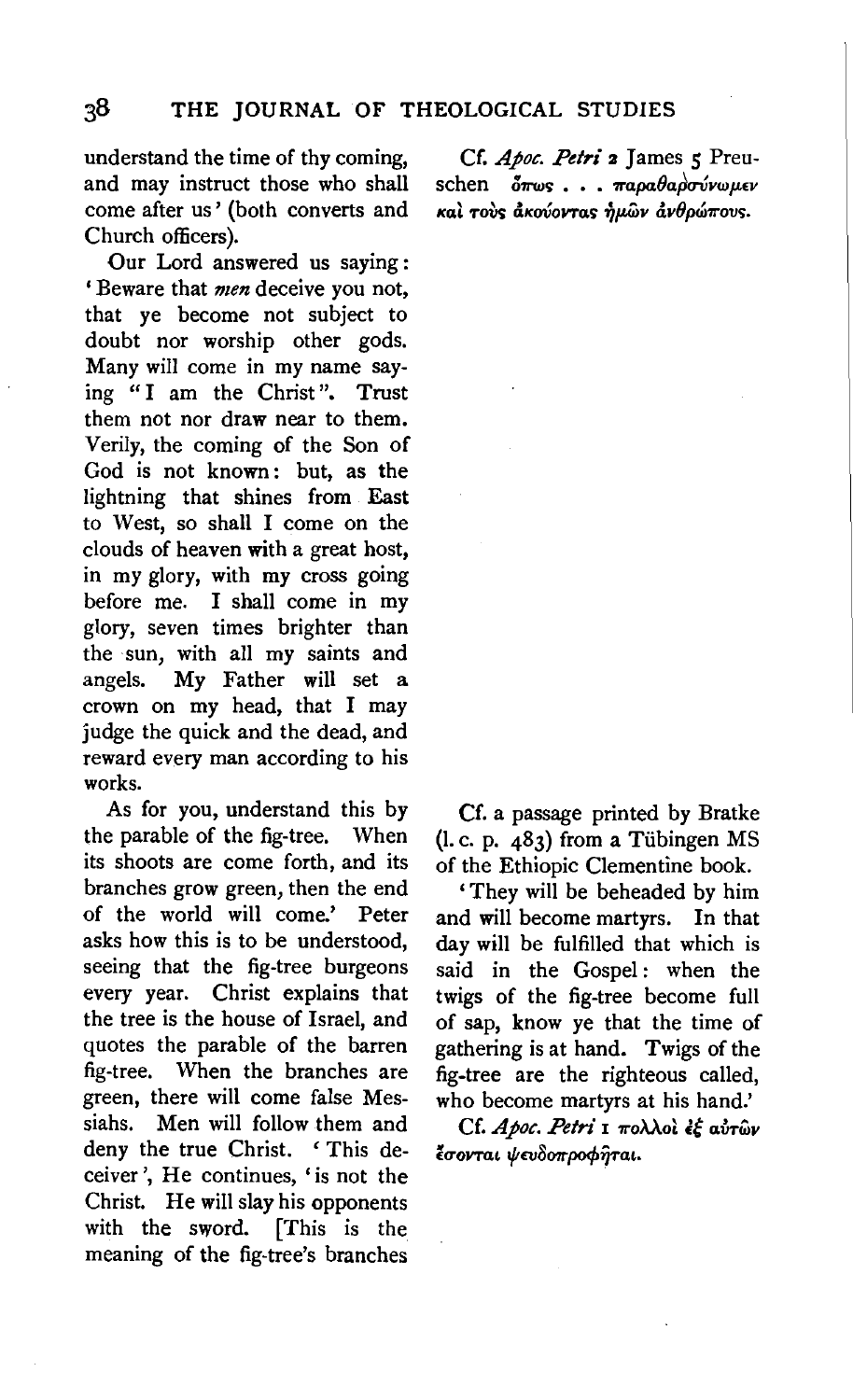understand the time of thy coming, and may instruct those who shall come after us' (both converts and Church officers).

Cf. *Apoc. Petri* 2 James 5 Preuschen ὅπως . . . παραθαρσύνωμεν καὶ τοὺς ἀκούοντας ἡμῶν ἀνθρώπους.

Our Lord answered us saying: 'Beware that *men* deceive you not, that ye become not subject to doubt nor worship other gods. Many will come in my name saying "I am the Christ". Trust them not nor draw near to them. Verily, the coming of the Son of God is not known: but, as the lightning that shines from East to West, so shall I come on the clouds of heaven with a great host, in my glory, with my cross going before me. I shall come in my glory, seven times brighter than the sun, with all my saints and angels. My Father will set a crown on my head, that I may judge the quick and the dead, and reward every man according to his works.

As for you, understand this by the parable of the fig-tree. When its shoots are come forth, and its branches grow green, then the end of the world will come.' Peter asks how this is to be understood, seeing that the fig-tree burgeons every year. Christ explains that the tree is the house of Israel, and quotes the parable of the barren fig-tree. When the branches are green, there will come false Messiahs. Men will follow them and deny the true Christ. 'This deceiver', He continues, 'is not the Christ. He will slay his opponents with the sword. [This is the meaning of the fig-tree's branches

Cf. a passage printed by Bratke (l. c. p. 483) from a Tübingen MS of the Ethiopic Clementine book.

'They will be beheaded by him and will become martyrs. In that day will be fulfilled that which is said in the Gospel: when the twigs of the fig-tree become full of sap, know ye that the time of gathering is at hand. Twigs of the fig-tree are the righteous called, who become martyrs at his hand.'

Cf. *Apoc. Petri* 1 πολλοὶ ἐξ αὐτῶν ἔσονται ψευδοπροφῆται.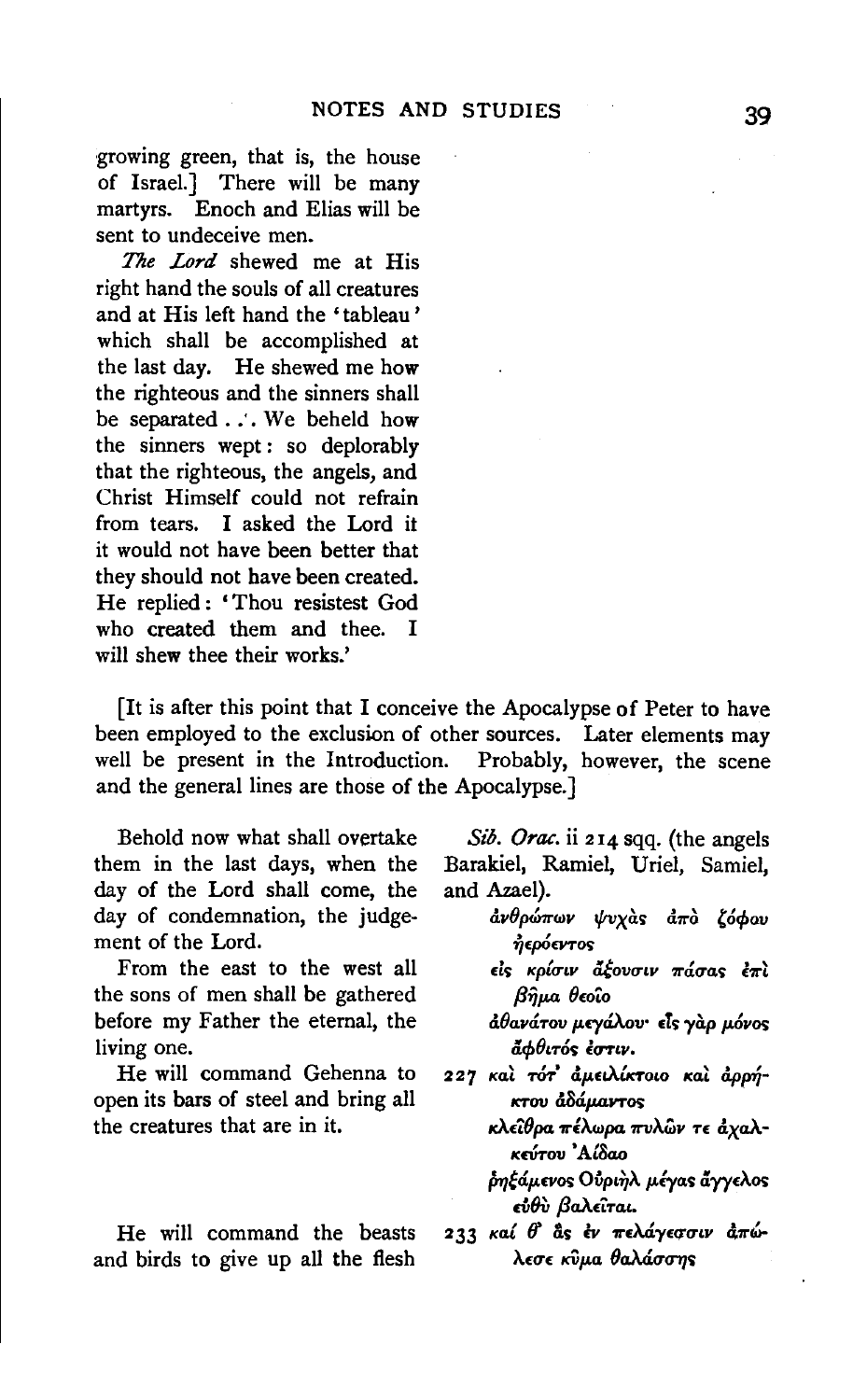growing green, that is, the house of Israel.] There will be many martyrs. Enoch and Elias will be sent to undeceive men.

*The Lord* shewed me at His right hand the souls of all creatures and at His left hand the 'tableau' which shall be accomplished at the last day. He shewed me how the righteous and the sinners shall be separated . . . We beheld how the sinners wept: so deplorably that the righteous, the angels, and Christ Himself could not refrain from tears. I asked the Lord it it would not have been better that they should not have been created. He replied: 'Thou resistest God who created them and thee. I will shew thee their works.'

[It is after this point that I conceive the Apocalypse of Peter to have been employed to the exclusion of other sources. Later elements may well be present in the Introduction. Probably, however, the scene and the general lines are those of the Apocalypse.]

Behold now what shall overtake them in the last days, when the day of the Lord shall come, the day of condemnation, the judgement of the Lord.

From the east to the west all the sons of men shall be gathered before my Father the eternal, the living one.

He will command Gehenna to open its bars of steel and bring all the creatures that are in it.

He will command the beasts and birds to give up all the flesh

*Sib. Orac.* ii 214 sqq. (the angels Barakiel, Ramiel, Uriel, Samiel, and Azael).

ἀνθρώπων ψυχὰς ἀπὸ ζόφου ἠερόεντος
εἰς κρίσιν ἄξουσιν πάσας ἐπὶ βῆμα θεοῖο
ἀθανάτου μεγάλου· εἷς γὰρ μόνος ἄφθιτός ἐστιν.

227 καὶ τότ' ἀμειλίκτοιο καὶ ἀρρήκτου ἀδάμαντος
κλεῖθρα πέλωρα πυλῶν τε ἀχαλκεύτου Ἀίδαο
ῥηξάμενος Οὐριὴλ μέγας ἄγγελος εὐθὺ βαλεῖται.

233 καί θ' ἃς ἐν πελάγεσσιν ἀπώλεσε κῦμα θαλάσσης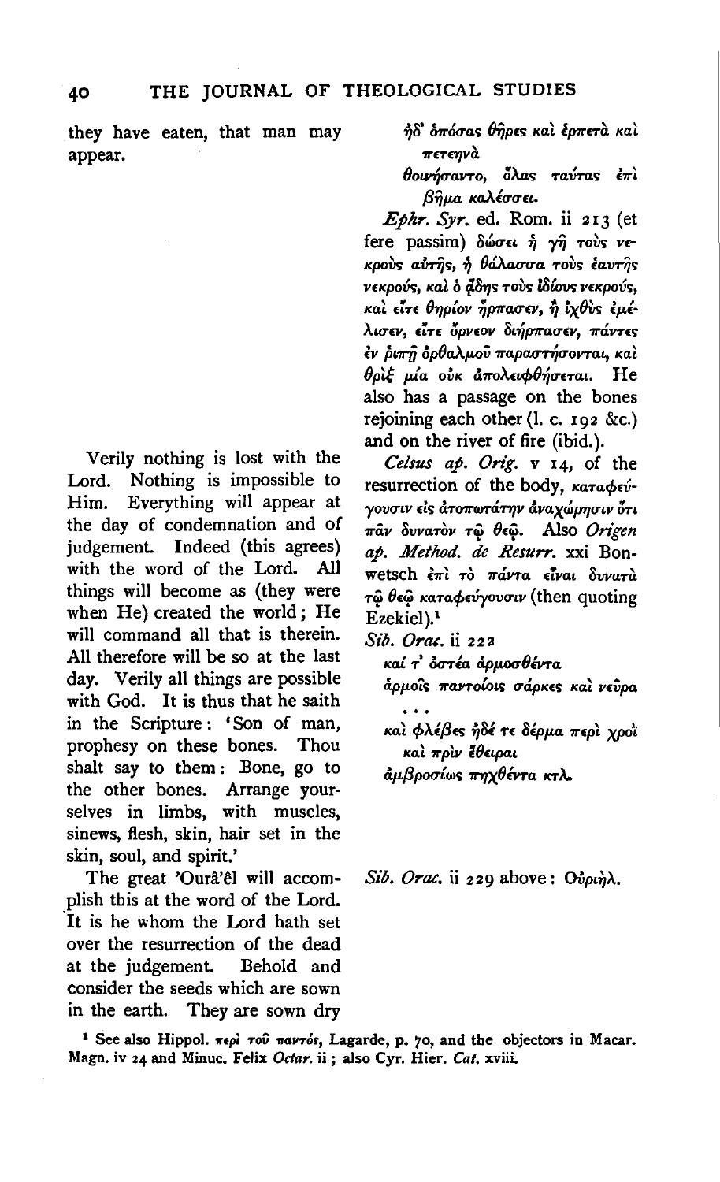they have eaten, that man may appear.

ἠδ' ὁπόσας θῆρες καὶ ἑρπετὰ καὶ πετεηνὰ
θοινήσαντο, ὅλας ταύτας ἐπὶ βῆμα καλέσσει.

*Ephr. Syr.* ed. Rom. ii 213 (et fere passim) δώσει ἡ γῆ τοὺς νεκροὺς αὐτῆς, ἡ θάλασσα τοὺς ἑαυτῆς νεκρούς, καὶ ὁ ᾅδης τοὺς ἰδίους νεκρούς, καὶ εἴτε θηρίον ἥρπασεν, ἢ ἰχθὺς ἐμέλισεν, εἴτε ὄρνεον διήρπασεν, πάντες ἐν ῥιπῇ ὀφθαλμοῦ παραστήσονται, καὶ θρὶξ μία οὐκ ἀπολειφθήσεται. He also has a passage on the bones rejoining each other (l. c. 192 &c.) and on the river of fire (ibid.).

Verily nothing is lost with the Lord. Nothing is impossible to Him. Everything will appear at the day of condemnation and of judgement. Indeed (this agrees) with the word of the Lord. All things will become as (they were when He) created the world; He will command all that is therein. All therefore will be so at the last day. Verily all things are possible with God. It is thus that he saith in the Scripture: 'Son of man, prophesy on these bones. Thou shalt say to them: Bone, go to the other bones. Arrange yourselves in limbs, with muscles, sinews, flesh, skin, hair set in the skin, soul, and spirit.'

*Celsus ap. Orig.* v 14, of the resurrection of the body, καταφεύγουσιν εἰς ἀτοπωτάτην ἀναχώρησιν ὅτι πᾶν δυνατὸν τῷ θεῷ. Also *Origen ap. Method. de Resurr.* xxi Bonwetsch ἐπὶ τὸ πάντα εἶναι δυνατὰ τῷ θεῷ καταφεύγουσιν (then quoting Ezekiel).[1]

*Sib. Orac.* ii 222

καί τ' ὀστέα ἁρμοσθέντα
ἁρμοῖς παντοίοις σάρκες καὶ νεῦρα
. . .
καὶ φλέβες ἠδέ τε δέρμα περὶ χροὶ καὶ πρὶν ἔθειραι
ἀμβροσίως πηχθέντα κτλ.

The great 'Ourâ'êl will accomplish this at the word of the Lord. It is he whom the Lord hath set over the resurrection of the dead at the judgement. Behold and consider the seeds which are sown in the earth. They are sown dry

*Sib. Orac.* ii 229 above: Οὐριὴλ.

[1] See also Hippol. περὶ τοῦ παντός, Lagarde, p. 70, and the objectors in Macar. Magn. iv 24 and Minuc. Felix *Octav.* ii; also Cyr. Hier. *Cat.* xviii.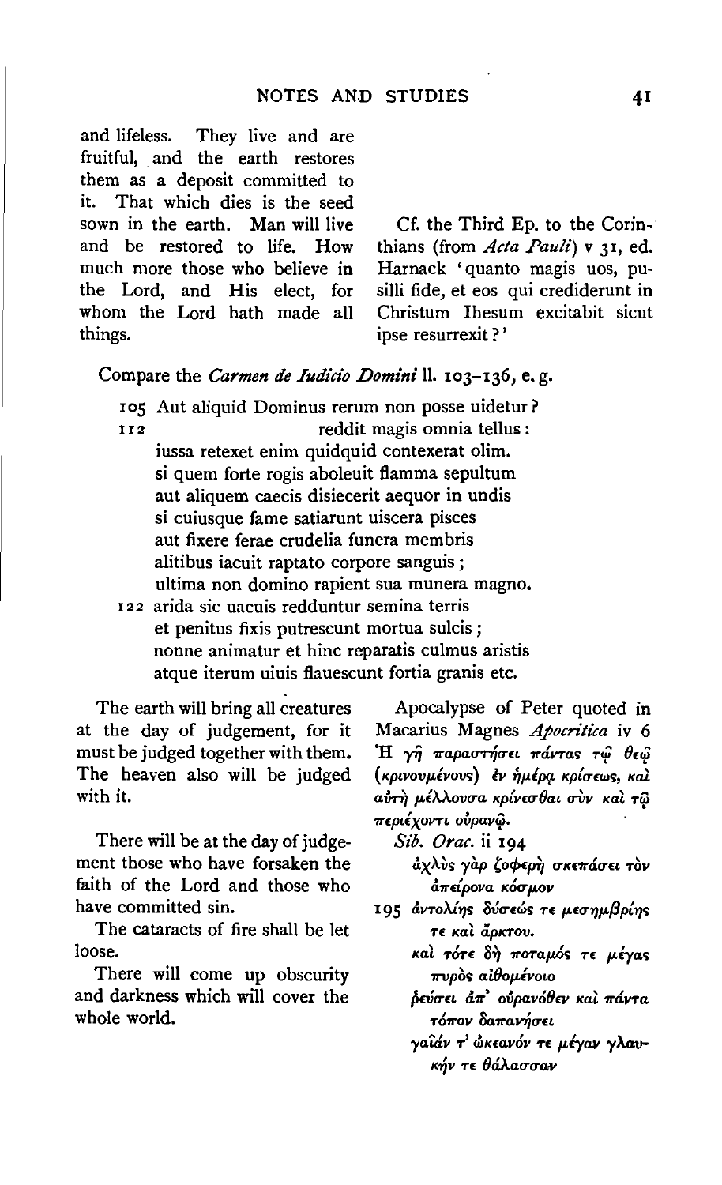and lifeless. They live and are fruitful, and the earth restores them as a deposit committed to it. That which dies is the seed sown in the earth. Man will live and be restored to life. How much more those who believe in the Lord, and His elect, for whom the Lord hath made all things.

Cf. the Third Ep. to the Corinthians (from *Acta Pauli*) v 31, ed. Harnack 'quanto magis uos, pusilli fide, et eos qui crediderunt in Christum Ihesum excitabit sicut ipse resurrexit?'

Compare the *Carmen de Iudicio Domini* ll. 103–136, e.g.

105 Aut aliquid Dominus rerum non posse uidetur?
112 reddit magis omnia tellus:
iussa retexet enim quidquid contexerat olim.
si quem forte rogis aboleuit flamma sepultum
aut aliquem caecis disiecerit aequor in undis
si cuiusque fame satiarunt uiscera pisces
aut fixere ferae crudelia funera membris
alitibus iacuit raptato corpore sanguis;
ultima non domino rapient sua munera magno.
122 arida sic uacuis redduntur semina terris
et penitus fixis putrescunt mortua sulcis;
nonne animatur et hinc reparatis culmus aristis
atque iterum uiuis flauescunt fortia granis etc.

The earth will bring all creatures at the day of judgement, for it must be judged together with them. The heaven also will be judged with it.

Apocalypse of Peter quoted in Macarius Magnes *Apocritica* iv 6 Ἡ γῆ παραστήσει πάντας τῷ θεῷ (κρινουμένους) ἐν ἡμέρᾳ κρίσεως, καὶ αὐτὴ μέλλουσα κρίνεσθαι σὺν καὶ τῷ περιέχοντι οὐρανῷ.

There will be at the day of judgement those who have forsaken the faith of the Lord and those who have committed sin.

The cataracts of fire shall be let loose.

There will come up obscurity and darkness which will cover the whole world.

*Sib. Orac.* ii 194
ἀχλὺς γὰρ ζοφερὴ σκεπάσει τὸν ἀπείρονα κόσμον
195 ἀντολίης δύσεώς τε μεσημβρίης τε καὶ ἄρκτου.
καὶ τότε δὴ ποταμός τε μέγας πυρὸς αἰθομένοιο
ῥεύσει ἀπ' οὐρανόθεν καὶ πάντα τόπον δαπανήσει
γαῖάν τ' ὠκεανόν τε μέγαν γλαυκήν τε θάλασσαν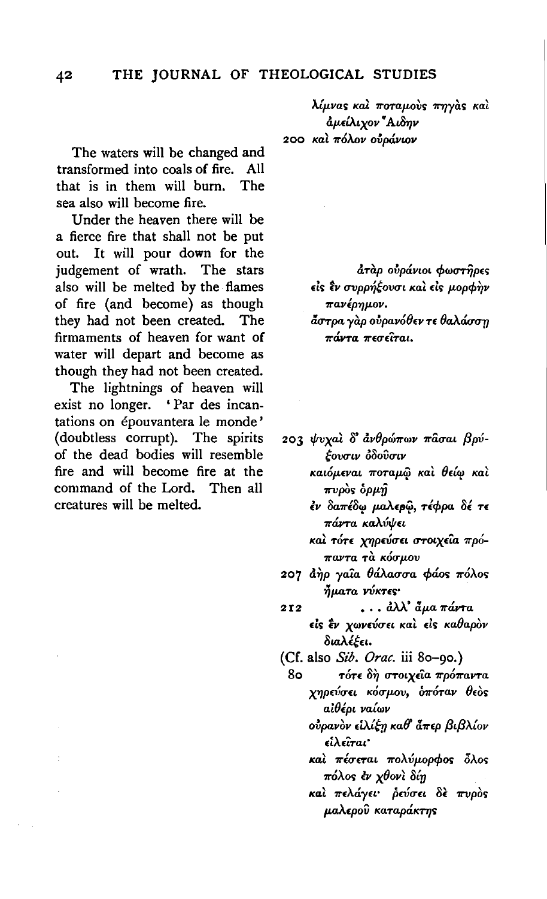λίμνας καὶ ποταμοὺς πηγὰς καὶ ἀμείλιχον Ἀΐδην
200 καὶ πόλον οὐράνιον

The waters will be changed and transformed into coals of fire. All that is in them will burn. The sea also will become fire.

Under the heaven there will be a fierce fire that shall not be put out. It will pour down for the judgement of wrath. The stars also will be melted by the flames of fire (and become) as though they had not been created. The firmaments of heaven for want of water will depart and become as though they had not been created.

ἀτὰρ οὐράνιοι φωστῆρες
εἰς ἓν συρρήξουσι καὶ εἰς μορφὴν πανέρημον.
ἄστρα γὰρ οὐρανόθεν τε θαλάσσῃ πάντα πεσεῖται.

The lightnings of heaven will exist no longer. 'Par des incantations on épouvantera le monde' (doubtless corrupt). The spirits of the dead bodies will resemble fire and will become fire at the command of the Lord. Then all creatures will be melted.

203 ψυχαὶ δ' ἀνθρώπων πᾶσαι βρύξουσιν ὀδοῦσιν
καιόμεναι ποταμῷ καὶ θείῳ καὶ πυρὸς ὁρμῇ
ἐν δαπέδῳ μαλερῷ, τέφρα δέ τε πάντα καλύψει
καὶ τότε χηρεύσει στοιχεῖα πρόπαντα τὰ κόσμου
207 ἀὴρ γαῖα θάλασσα φάος πόλος ἤματα νύκτες·
212 . . . ἀλλ' ἅμα πάντα
εἰς ἓν χωνεύσει καὶ εἰς καθαρὸν διαλέξει.

(Cf. also *Sib. Orac.* iii 80–90.)

80 τότε δὴ στοιχεῖα πρόπαντα
χηρεύσει κόσμου, ὁπόταν θεὸς αἰθέρι ναίων
οὐρανὸν εἱλίξῃ καθ' ἅπερ βιβλίον εἱλεῖται·
καὶ πέσεται πολύμορφος ὅλος πόλος ἐν χθονὶ δίῃ
καὶ πελάγει· ῥεύσει δὲ πυρὸς μαλεροῦ καταράκτης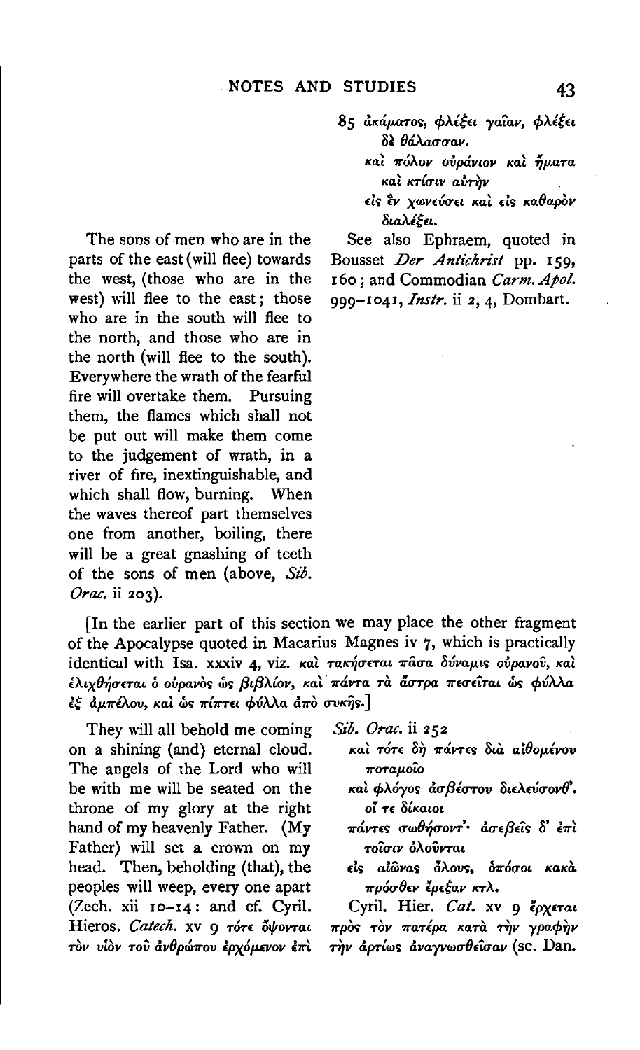The sons of men who are in the parts of the east (will flee) towards the west, (those who are in the west) will flee to the east; those who are in the south will flee to the north, and those who are in the north (will flee to the south). Everywhere the wrath of the fearful fire will overtake them. Pursuing them, the flames which shall not be put out will make them come to the judgement of wrath, in a river of fire, inextinguishable, and which shall flow, burning. When the waves thereof part themselves one from another, boiling, there will be a great gnashing of teeth of the sons of men (above, *Sib. Orac.* ii 203).

85 ἀκάματος, φλέξει γαῖαν, φλέξει δὲ θάλασσαν.
καὶ πόλον οὐράνιον καὶ ἤματα καὶ κτίσιν αὐτὴν
εἰς ἓν χωνεύσει καὶ εἰς καθαρὸν διαλέξει.

See also Ephraem, quoted in Bousset *Der Antichrist* pp. 159, 160; and Commodian *Carm. Apol.* 999–1041, *Instr.* ii 2, 4, Dombart.

[In the earlier part of this section we may place the other fragment of the Apocalypse quoted in Macarius Magnes iv 7, which is practically identical with Isa. xxxiv 4, viz. καὶ τακήσεται πᾶσα δύναμις οὐρανοῦ, καὶ ἑλιχθήσεται ὁ οὐρανὸς ὡς βιβλίον, καὶ πάντα τὰ ἄστρα πεσεῖται ὡς φύλλα ἐξ ἀμπέλου, καὶ ὡς πίπτει φύλλα ἀπὸ συκῆς.]

They will all behold me coming on a shining (and) eternal cloud. The angels of the Lord who will be with me will be seated on the throne of my glory at the right hand of my heavenly Father. (My Father) will set a crown on my head. Then, beholding (that), the peoples will weep, every one apart (Zech. xii 10–14: and cf. Cyril. Hieros. *Catech.* xv 9 τότε ὄψονται τὸν υἱὸν τοῦ ἀνθρώπου ἐρχόμενον ἐπὶ

*Sib. Orac.* ii 252
καὶ τότε δὴ πάντες διὰ αἰθομένου ποταμοῖο
καὶ φλόγος ἀσβέστου διελεύσονθ'. οἵ τε δίκαιοι
πάντες σωθήσοντ'· ἀσεβεῖς δ' ἐπὶ τοῖσιν ὀλοῦνται
εἰς αἰῶνας ὅλους, ὁπόσοι κακὰ πρόσθεν ἔρεξαν κτλ.

Cyril. Hier. *Cat.* xv 9 ἔρχεται πρὸς τὸν πατέρα κατὰ τὴν γραφὴν τὴν ἀρτίως ἀναγνωσθεῖσαν (sc. Dan.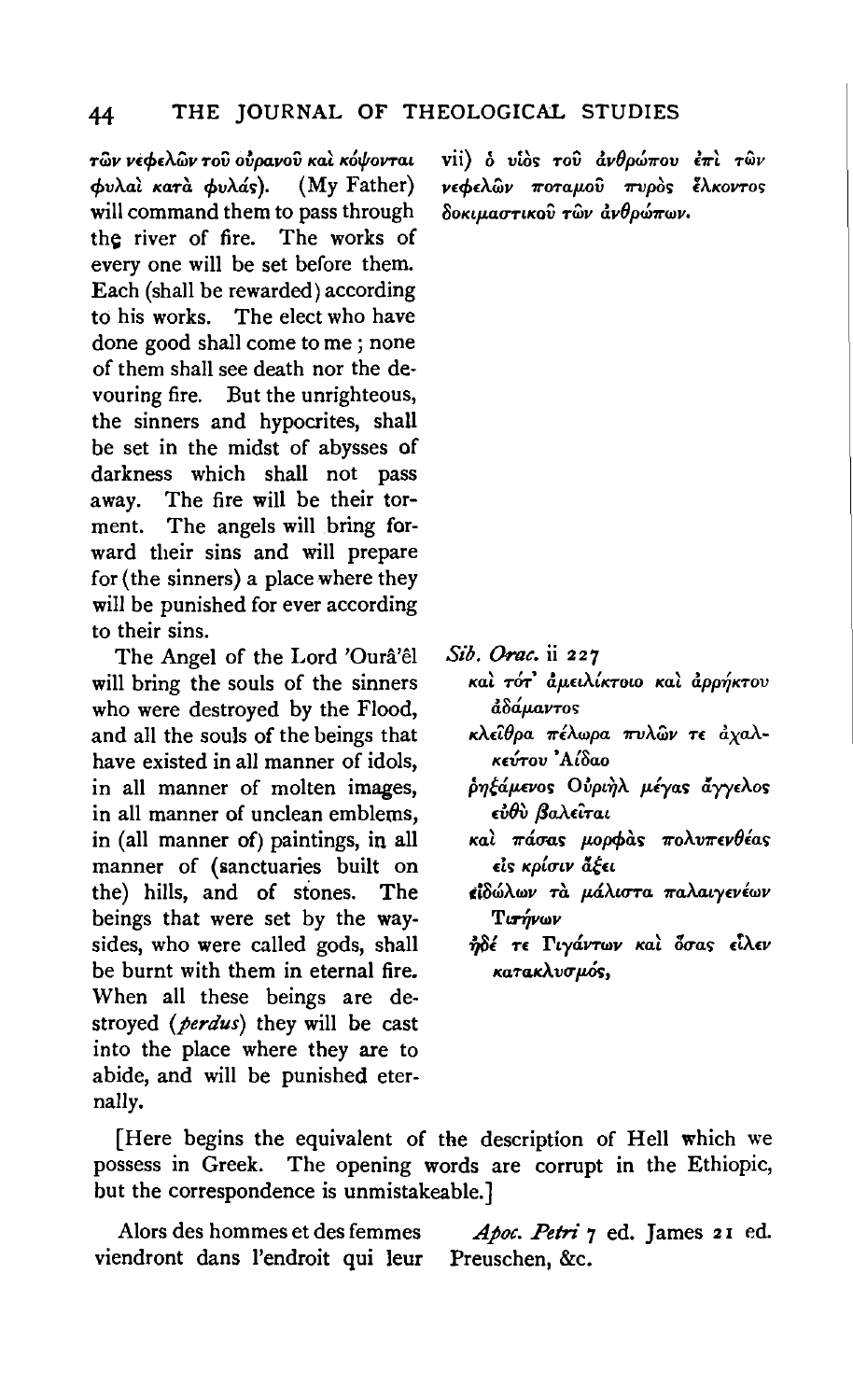τῶν νεφελῶν τοῦ οὐρανοῦ καὶ κόψονται φυλαὶ κατὰ φυλάς). (My Father) will command them to pass through the river of fire. The works of every one will be set before them. Each (shall be rewarded) according to his works. The elect who have done good shall come to me; none of them shall see death nor the devouring fire. But the unrighteous, the sinners and hypocrites, shall be set in the midst of abysses of darkness which shall not pass away. The fire will be their torment. The angels will bring forward their sins and will prepare for (the sinners) a place where they will be punished for ever according to their sins.

vii) ὁ υἱὸς τοῦ ἀνθρώπου ἐπὶ τῶν νεφελῶν ποταμοῦ πυρὸς ἕλκοντος δοκιμαστικοῦ τῶν ἀνθρώπων.

The Angel of the Lord 'Ourâ'êl will bring the souls of the sinners who were destroyed by the Flood, and all the souls of the beings that have existed in all manner of idols, in all manner of molten images, in all manner of unclean emblems, in (all manner of) paintings, in all manner of (sanctuaries built on the) hills, and of stones. The beings that were set by the waysides, who were called gods, shall be burnt with them in eternal fire. When all these beings are destroyed (*perdus*) they will be cast into the place where they are to abide, and will be punished eternally.

*Sib. Orac.* ii 227

καὶ τότ' ἀμειλίκτοιο καὶ ἀρρήκτου ἀδάμαντος
κλεῖθρα πέλωρα πυλῶν τε ἀχαλκεύτου Ἀΐδαο
ῥηξάμενος Οὐριὴλ μέγας ἄγγελος εὐθὺ βαλεῖται
καὶ πάσας μορφὰς πολυπενθέας εἰς κρίσιν ἄξει
εἰδώλων τὰ μάλιστα παλαιγενέων Τιτήνων
ἠδέ τε Γιγάντων καὶ ὅσας εἷλεν κατακλυσμός,

[Here begins the equivalent of the description of Hell which we possess in Greek. The opening words are corrupt in the Ethiopic, but the correspondence is unmistakeable.]

Alors des hommes et des femmes viendront dans l'endroit qui leur

*Apoc. Petri* 7 ed. James 21 ed. Preuschen, &c.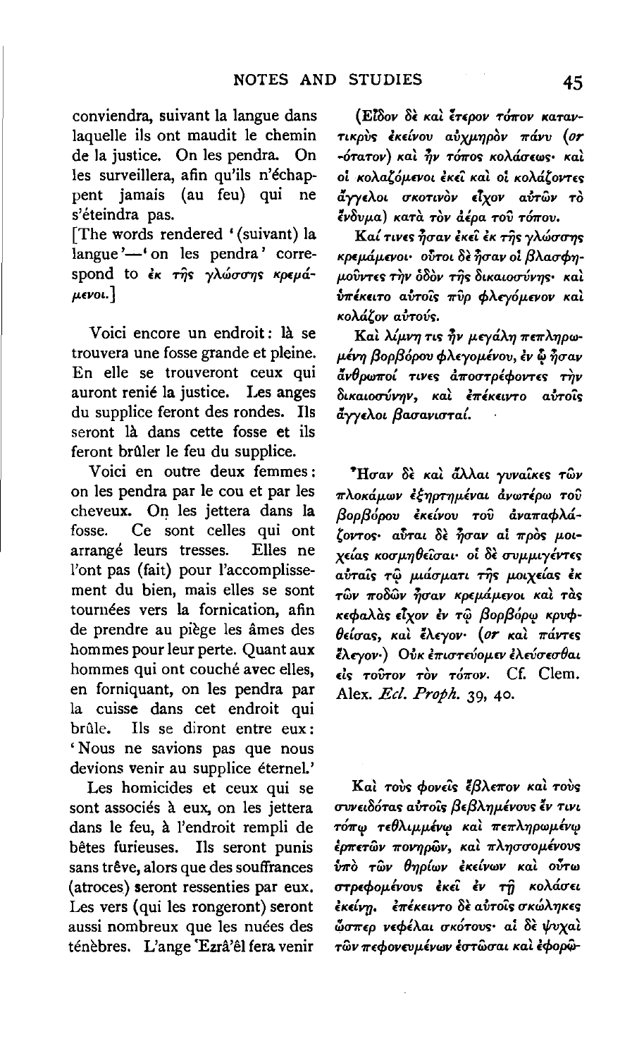conviendra, suivant la langue dans laquelle ils ont maudit le chemin de la justice. On les pendra. On les surveillera, afin qu'ils n'échappent jamais (au feu) qui ne s'éteindra pas.

[The words rendered '(suivant) la langue'—'on les pendra' correspond to ἐκ τῆς γλώσσης κρεμάμενοι.]

(Εἶδον δὲ καὶ ἕτερον τόπον καταντικρὺς ἐκείνου αὐχμηρὸν πάνυ (or -ότατον) καὶ ἦν τόπος κολάσεως· καὶ οἱ κολαζόμενοι ἐκεῖ καὶ οἱ κολάζοντες ἄγγελοι σκοτινὸν εἶχον αὐτῶν τὸ ἔνδυμα) κατὰ τὸν ἀέρα τοῦ τόπου.

Καί τινες ἦσαν ἐκεῖ ἐκ τῆς γλώσσης κρεμάμενοι· οὗτοι δὲ ἦσαν οἱ βλασφημοῦντες τὴν ὁδὸν τῆς δικαιοσύνης· καὶ ὑπέκειτο αὐτοῖς πῦρ φλεγόμενον καὶ κολάζον αὐτούς.

Voici encore un endroit: là se trouvera une fosse grande et pleine. En elle se trouveront ceux qui auront renié la justice. Les anges du supplice feront des rondes. Ils seront là dans cette fosse et ils feront brûler le feu du supplice.

Καὶ λίμνη τις ἦν μεγάλη πεπληρωμένη βορβόρου φλεγομένου, ἐν ᾧ ἦσαν ἄνθρωποί τινες ἀποστρέφοντες τὴν δικαιοσύνην, καὶ ἐπέκειντο αὐτοῖς ἄγγελοι βασανισταί.

Voici en outre deux femmes: on les pendra par le cou et par les cheveux. On les jettera dans la fosse. Ce sont celles qui ont arrangé leurs tresses. Elles ne l'ont pas (fait) pour l'accomplissement du bien, mais elles se sont tournées vers la fornication, afin de prendre au piège les âmes des hommes pour leur perte. Quant aux hommes qui ont couché avec elles, en forniquant, on les pendra par la cuisse dans cet endroit qui brûle. Ils se diront entre eux: 'Nous ne savions pas que nous devions venir au supplice éternel.'

Ἦσαν δὲ καὶ ἄλλαι γυναῖκες τῶν πλοκάμων ἐξηρτημέναι ἀνωτέρω τοῦ βορβόρου ἐκείνου τοῦ ἀναπαφλάζοντος· αὗται δὲ ἦσαν αἱ πρὸς μοιχείας κοσμηθεῖσαι· οἱ δὲ συμμιγέντες αὐταῖς τῷ μιάσματι τῆς μοιχείας ἐκ τῶν ποδῶν ἦσαν κρεμάμενοι καὶ τὰς κεφαλὰς εἶχον ἐν τῷ βορβόρῳ κρυφθείσας, καὶ ἔλεγον· (or καὶ πάντες ἔλεγον·) Οὐκ ἐπιστεύομεν ἐλεύσεσθαι εἰς τοῦτον τὸν τόπον. Cf. Clem. Alex. *Ecl. Proph.* 39, 40.

Les homicides et ceux qui se sont associés à eux, on les jettera dans le feu, à l'endroit rempli de bêtes furieuses. Ils seront punis sans trêve, alors que des souffrances (atroces) seront ressenties par eux. Les vers (qui les rongeront) seront aussi nombreux que les nuées des ténèbres. L'ange ʿEzrâʾêl fera venir

Καὶ τοὺς φονεῖς ἔβλεπον καὶ τοὺς συνειδότας αὐτοῖς βεβλημένους ἔν τινι τόπῳ τεθλιμμένῳ καὶ πεπληρωμένῳ ἑρπετῶν πονηρῶν, καὶ πλησσομένους ὑπὸ τῶν θηρίων ἐκείνων καὶ οὕτω στρεφομένους ἐκεῖ ἐν τῇ κολάσει ἐκείνῃ. ἐπέκειντο δὲ αὐτοῖς σκώληκες ὥσπερ νεφέλαι σκότους· αἱ δὲ ψυχαὶ τῶν πεφονευμένων ἑστῶσαι καὶ ἐφορῶ-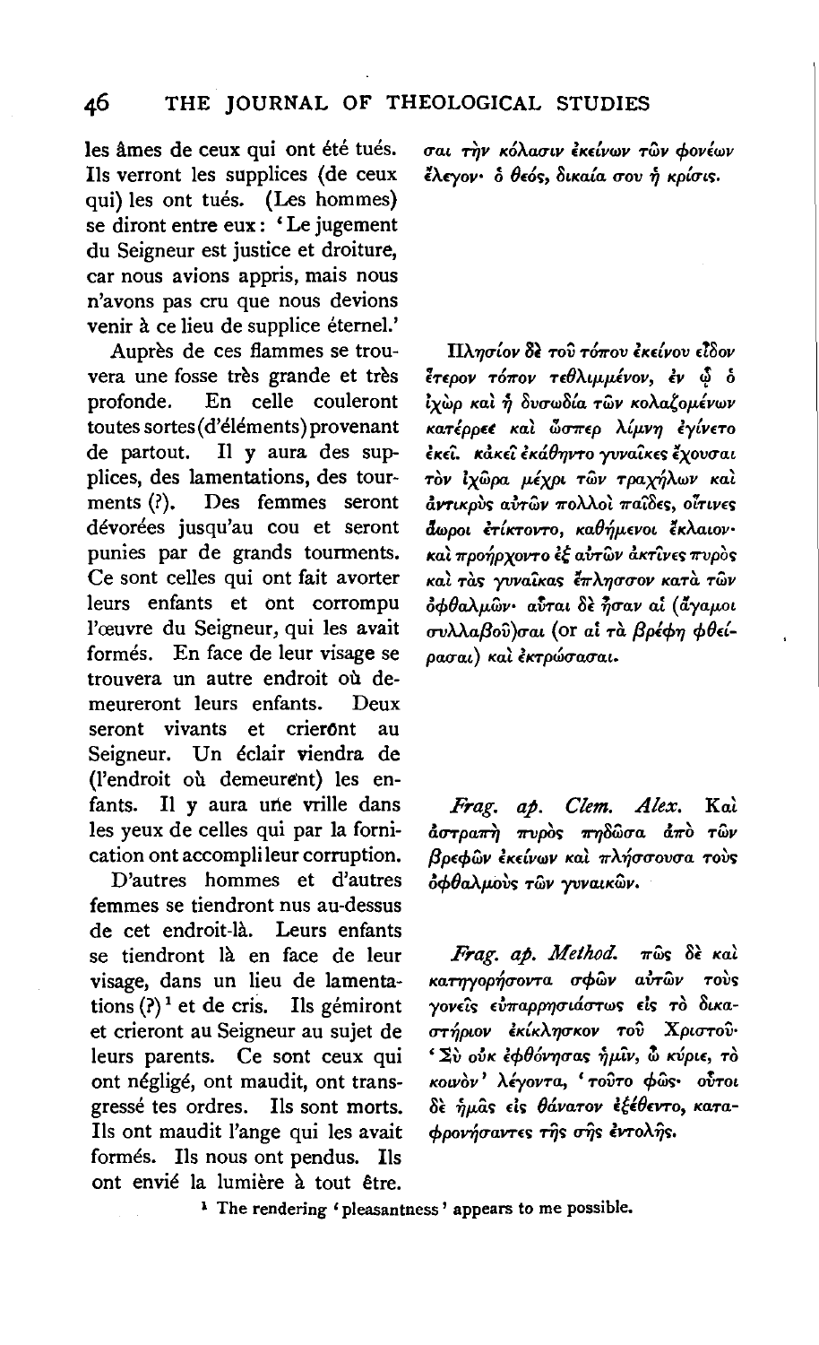les âmes de ceux qui ont été tués. Ils verront les supplices (de ceux qui) les ont tués. (Les hommes) se diront entre eux : 'Le jugement du Seigneur est justice et droiture, car nous avions appris, mais nous n'avons pas cru que nous devions venir à ce lieu de supplice éternel.'

σαι τὴν κόλασιν ἐκείνων τῶν φονέων ἔλεγον· ὁ θεός, δικαία σου ἡ κρίσις.

Auprès de ces flammes se trouvera une fosse très grande et très profonde. En celle couleront toutes sortes (d'éléments) provenant de partout. Il y aura des supplices, des lamentations, des tourments (?). Des femmes seront dévorées jusqu'au cou et seront punies par de grands tourments. Ce sont celles qui ont fait avorter leurs enfants et ont corrompu l'œuvre du Seigneur, qui les avait formés. En face de leur visage se trouvera un autre endroit où demeureront leurs enfants. Deux seront vivants et crieront au Seigneur. Un éclair viendra de (l'endroit où demeurent) les enfants. Il y aura une vrille dans les yeux de celles qui par la fornication ont accompli leur corruption.

Πλησίον δὲ τοῦ τόπου ἐκείνου εἶδον ἕτερον τόπον τεθλιμμένον, ἐν ᾧ ὁ ἰχὼρ καὶ ἡ δυσωδία τῶν κολαζομένων κατέρρεε καὶ ὥσπερ λίμνη ἐγίνετο ἐκεῖ. κἀκεῖ ἐκάθηντο γυναῖκες ἔχουσαι τὸν ἰχῶρα μέχρι τῶν τραχήλων καὶ ἀντικρὺς αὐτῶν πολλοὶ παῖδες, οἵτινες ἄωροι ἐτίκτοντο, καθήμενοι ἔκλαιον· καὶ προήρχοντο ἐξ αὐτῶν ἀκτῖνες πυρὸς καὶ τὰς γυναῖκας ἔπλησσον κατὰ τῶν ὀφθαλμῶν· αὗται δὲ ἦσαν αἱ (ἄγαμοι συλλαβοῦ)σαι (or αἱ τὰ βρέφη φθείρασαι) καὶ ἐκτρώσασαι.

*Frag. ap. Clem. Alex.* Καὶ ἀστραπὴ πυρὸς πηδῶσα ἀπὸ τῶν βρεφῶν ἐκείνων καὶ πλήσσουσα τοὺς ὀφθαλμοὺς τῶν γυναικῶν.

D'autres hommes et d'autres femmes se tiendront nus au-dessus de cet endroit-là. Leurs enfants se tiendront là en face de leur visage, dans un lieu de lamentations (?)[1] et de cris. Ils gémiront et crieront au Seigneur au sujet de leurs parents. Ce sont ceux qui ont négligé, ont maudit, ont transgressé tes ordres. Ils sont morts. Ils ont maudit l'ange qui les avait formés. Ils nous ont pendus. Ils ont envié la lumière à tout être.

*Frag. ap. Method.* πῶς δὲ καὶ κατηγορήσοντα σφῶν αὐτῶν τοὺς γονεῖς εὐπαρρησιάστως εἰς τὸ δικαστήριον ἐκίκλησκον τοῦ Χριστοῦ· 'Σὺ οὐκ ἐφθόνησας ἡμῖν, ὦ κύριε, τὸ κοινὸν' λέγοντα, 'τοῦτο φῶς· οὗτοι δὲ ἡμᾶς εἰς θάνατον ἐξέθεντο, καταφρονήσαντες τῆς σῆς ἐντολῆς.

[1] The rendering 'pleasantness' appears to me possible.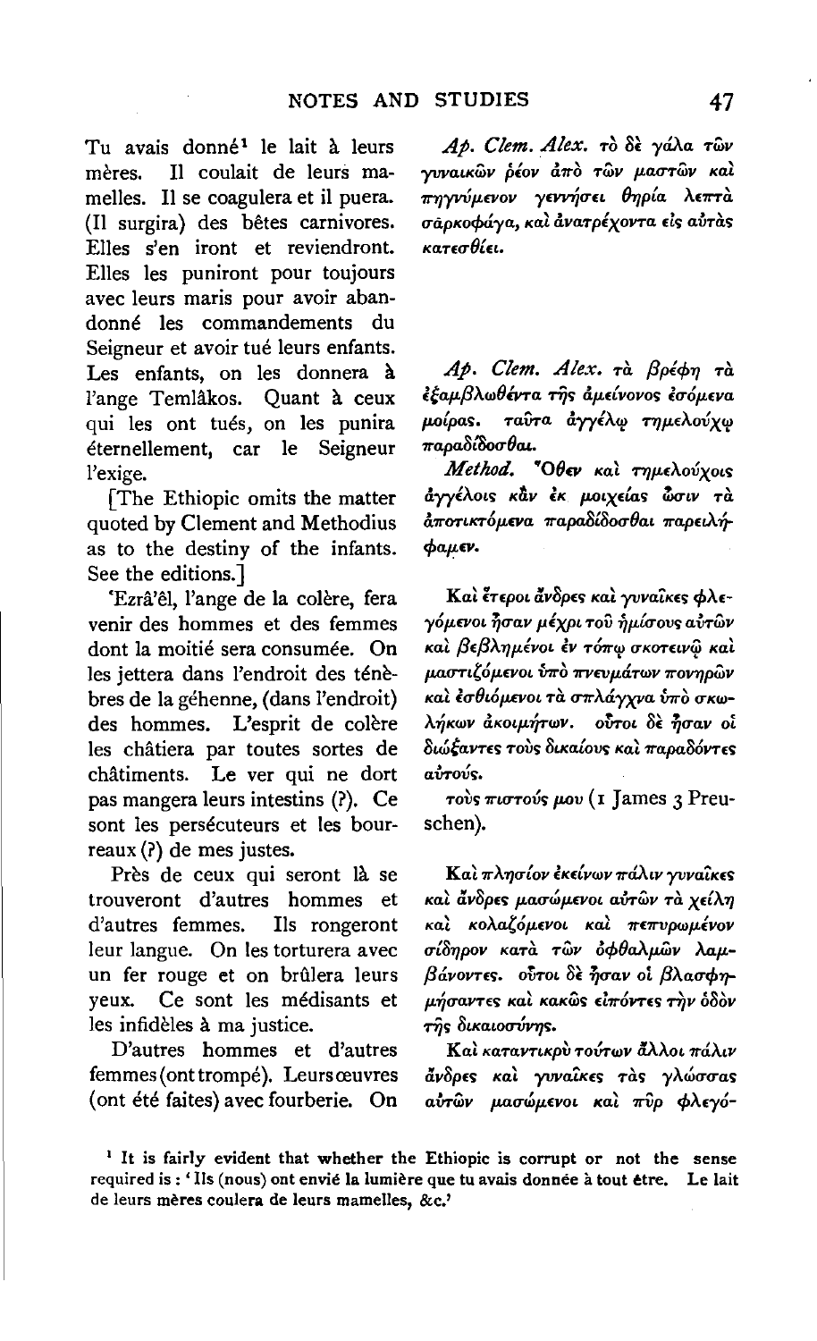Tu avais donné[1] le lait à leurs mères. Il coulait de leurs mamelles. Il se coagulera et il puera. (Il surgira) des bêtes carnivores. Elles s'en iront et reviendront. Elles les puniront pour toujours avec leurs maris pour avoir abandonné les commandements du Seigneur et avoir tué leurs enfants. Les enfants, on les donnera à l'ange Temlâkos. Quant à ceux qui les ont tués, on les punira éternellement, car le Seigneur l'exige.

*Ap. Clem. Alex.* τὸ δὲ γάλα τῶν γυναικῶν ῥέον ἀπὸ τῶν μαστῶν καὶ πηγνύμενον γεννήσει θηρία λεπτὰ σαρκοφάγα, καὶ ἀνατρέχοντα εἰς αὐτὰς κατεσθίει.

*Ap. Clem. Alex.* τὰ βρέφη τὰ ἐξαμβλωθέντα τῆς ἀμείνονος ἐσόμενα μοίρας. ταῦτα ἀγγέλῳ τημελούχῳ παραδίδοσθαι.

*Method.* Ὅθεν καὶ τημελούχοις ἀγγέλοις κἂν ἐκ μοιχείας ὦσιν τὰ ἀποτικτόμενα παραδίδοσθαι παρειλήφαμεν.

[The Ethiopic omits the matter quoted by Clement and Methodius as to the destiny of the infants. See the editions.]

'Ezrâ'êl, l'ange de la colère, fera venir des hommes et des femmes dont la moitié sera consumée. On les jettera dans l'endroit des ténèbres de la géhenne, (dans l'endroit) des hommes. L'esprit de colère les châtiera par toutes sortes de châtiments. Le ver qui ne dort pas mangera leurs intestins (?). Ce sont les persécuteurs et les bourreaux (?) de mes justes.

Καὶ ἕτεροι ἄνδρες καὶ γυναῖκες φλεγόμενοι ἦσαν μέχρι τοῦ ἡμίσους αὐτῶν καὶ βεβλημένοι ἐν τόπῳ σκοτεινῷ καὶ μαστιζόμενοι ὑπὸ πνευμάτων πονηρῶν καὶ ἐσθιόμενοι τὰ σπλάγχνα ὑπὸ σκωλήκων ἀκοιμήτων. οὗτοι δὲ ἦσαν οἱ διώξαντες τοὺς δικαίους καὶ παραδόντες αὐτούς.

τοὺς πιστούς μου (1 James 3 Preuschen).

Près de ceux qui seront là se trouveront d'autres hommes et d'autres femmes. Ils rongeront leur langue. On les torturera avec un fer rouge et on brûlera leurs yeux. Ce sont les médisants et les infidèles à ma justice.

Καὶ πλησίον ἐκείνων πάλιν γυναῖκες καὶ ἄνδρες μασώμενοι αὐτῶν τὰ χείλη καὶ κολαζόμενοι καὶ πεπυρωμένον σίδηρον κατὰ τῶν ὀφθαλμῶν λαμβάνοντες. οὗτοι δὲ ἦσαν οἱ βλασφημήσαντες καὶ κακῶς εἰπόντες τὴν ὁδὸν τῆς δικαιοσύνης.

D'autres hommes et d'autres femmes (ont trompé). Leurs œuvres (ont été faites) avec fourberie. On

Καὶ καταντικρὺ τούτων ἄλλοι πάλιν ἄνδρες καὶ γυναῖκες τὰς γλώσσας αὐτῶν μασώμενοι καὶ πῦρ φλεγό-

[1] It is fairly evident that whether the Ethiopic is corrupt or not the sense required is : 'Ils (nous) ont envié la lumière que tu avais donnée à tout être. Le lait de leurs mères coulera de leurs mamelles, &c.'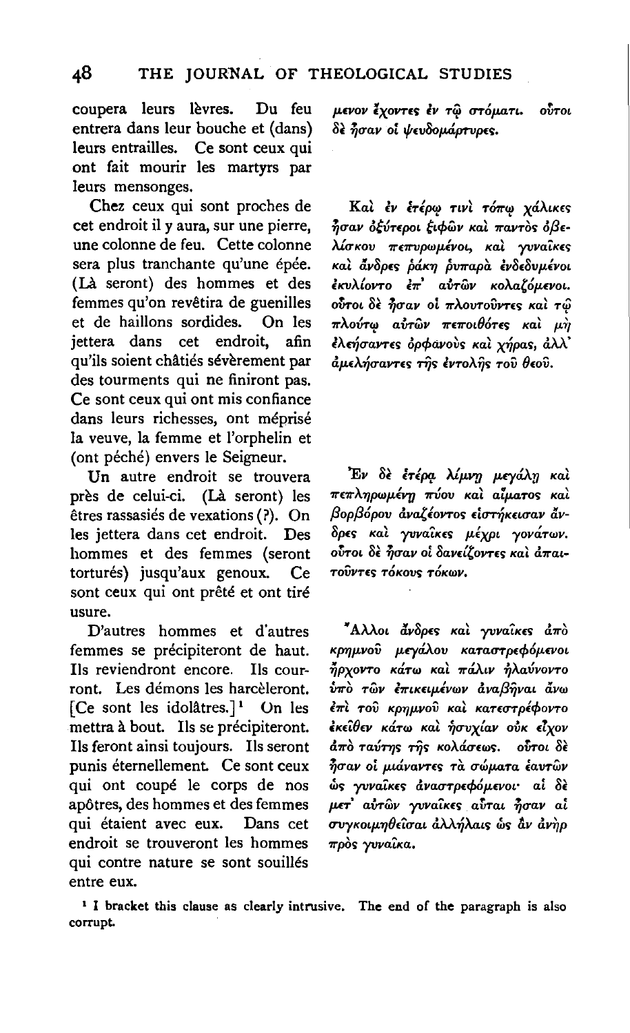coupera leurs lèvres. Du feu entrera dans leur bouche et (dans) leurs entrailles. Ce sont ceux qui ont fait mourir les martyrs par leurs mensonges.

μενον ἔχοντες ἐν τῷ στόματι. οὗτοι δὲ ἦσαν οἱ ψευδομάρτυρες.

Chez ceux qui sont proches de cet endroit il y aura, sur une pierre, une colonne de feu. Cette colonne sera plus tranchante qu'une épée. (Là seront) des hommes et des femmes qu'on revêtira de guenilles et de haillons sordides. On les jettera dans cet endroit, afin qu'ils soient châtiés sévèrement par des tourments qui ne finiront pas. Ce sont ceux qui ont mis confiance dans leurs richesses, ont méprisé la veuve, la femme et l'orphelin et (ont péché) envers le Seigneur.

Καὶ ἐν ἑτέρῳ τινὶ τόπῳ χάλικες ἦσαν ὀξύτεροι ξιφῶν καὶ παντὸς ὀβελίσκου πεπυρωμένοι, καὶ γυναῖκες καὶ ἄνδρες ῥάκη ῥυπαρὰ ἐνδεδυμένοι ἐκυλίοντο ἐπ' αὐτῶν κολαζόμενοι. οὗτοι δὲ ἦσαν οἱ πλουτοῦντες καὶ τῷ πλούτῳ αὐτῶν πεποιθότες καὶ μὴ ἐλεήσαντες ὀρφανοὺς καὶ χήρας, ἀλλ' ἀμελήσαντες τῆς ἐντολῆς τοῦ θεοῦ.

Un autre endroit se trouvera près de celui-ci. (Là seront) les êtres rassasiés de vexations (?). On les jettera dans cet endroit. Des hommes et des femmes (seront torturés) jusqu'aux genoux. Ce sont ceux qui ont prêté et ont tiré usure.

Ἐν δὲ ἑτέρᾳ λίμνῃ μεγάλῃ καὶ πεπληρωμένῃ πύου καὶ αἵματος καὶ βορβόρου ἀναζέοντος εἱστήκεισαν ἄνδρες καὶ γυναῖκες μέχρι γονάτων. οὗτοι δὲ ἦσαν οἱ δανείζοντες καὶ ἀπαιτοῦντες τόκους τόκων.

D'autres hommes et d'autres femmes se précipiteront de haut. Ils reviendront encore. Ils courront. Les démons les harcèleront. [Ce sont les idolâtres.][1] On les mettra à bout. Ils se précipiteront. Ils feront ainsi toujours. Ils seront punis éternellement. Ce sont ceux qui ont coupé le corps de nos apôtres, des hommes et des femmes qui étaient avec eux. Dans cet endroit se trouveront les hommes qui contre nature se sont souillés entre eux.

Ἄλλοι ἄνδρες καὶ γυναῖκες ἀπὸ κρημνοῦ μεγάλου καταστρεφόμενοι ἤρχοντο κάτω καὶ πάλιν ἠλαύνοντο ὑπὸ τῶν ἐπικειμένων ἀναβῆναι ἄνω ἐπὶ τοῦ κρημνοῦ καὶ κατεστρέφοντο ἐκεῖθεν κάτω καὶ ἡσυχίαν οὐκ εἶχον ἀπὸ ταύτης τῆς κολάσεως. οὗτοι δὲ ἦσαν οἱ μιάναντες τὰ σώματα ἑαυτῶν ὡς γυναῖκες ἀναστρεφόμενοι· αἱ δὲ μετ' αὐτῶν γυναῖκες αὗται ἦσαν αἱ συγκοιμηθεῖσαι ἀλλήλαις ὡς ἂν ἀνὴρ πρὸς γυναῖκα.

[1] I bracket this clause as clearly intrusive. The end of the paragraph is also corrupt.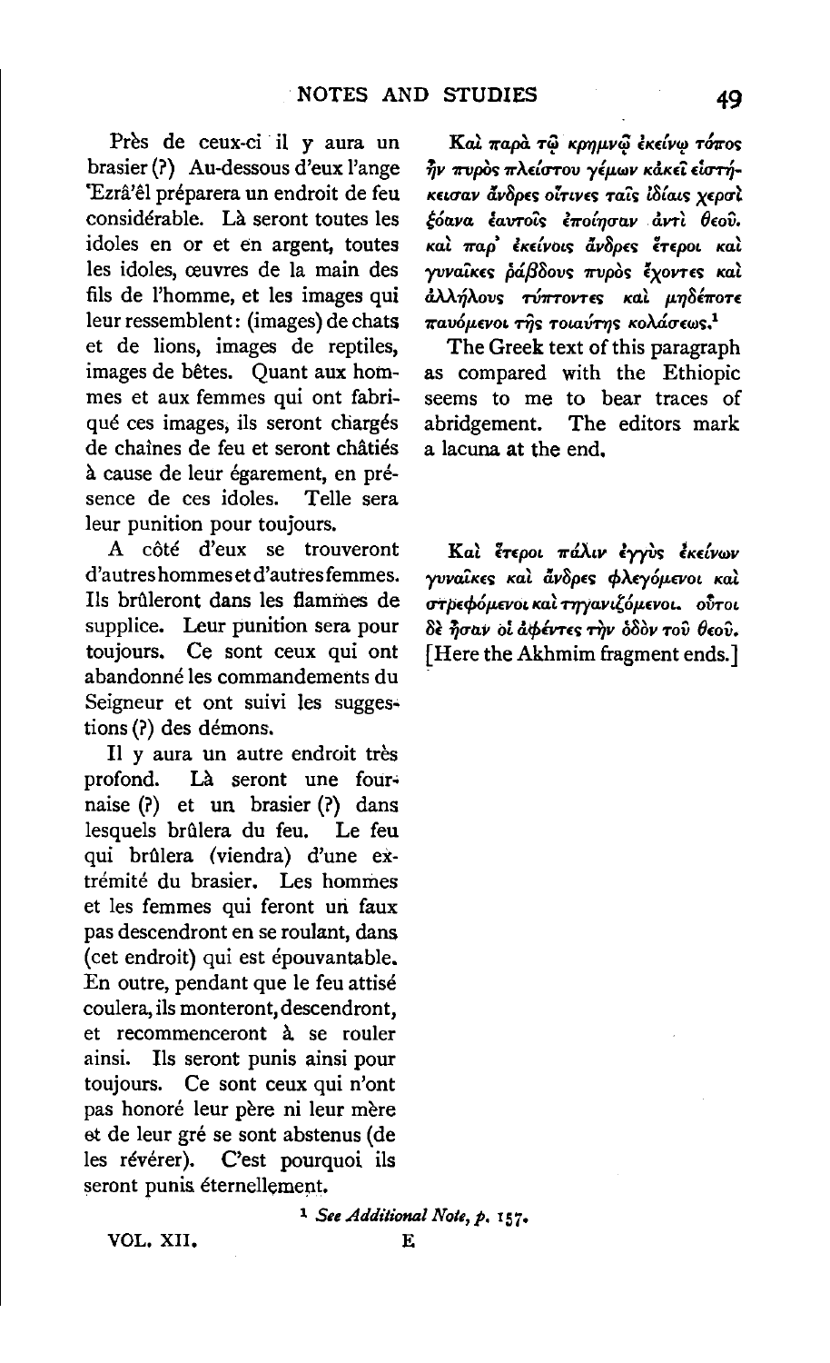Près de ceux-ci il y aura un brasier (?) Au-dessous d'eux l'ange 'Ezrâ'êl préparera un endroit de feu considérable. Là seront toutes les idoles en or et en argent, toutes les idoles, œuvres de la main des fils de l'homme, et les images qui leur ressemblent: (images) de chats et de lions, images de reptiles, images de bêtes. Quant aux hommes et aux femmes qui ont fabriqué ces images, ils seront chargés de chaînes de feu et seront châtiés à cause de leur égarement, en présence de ces idoles. Telle sera leur punition pour toujours.

Καὶ παρὰ τῷ κρημνῷ ἐκείνῳ τόπος ἦν πυρὸς πλείστου γέμων κἀκεῖ εἱστήκεισαν ἄνδρες οἵτινες ταῖς ἰδίαις χερσὶ ξόανα ἑαυτοῖς ἐποίησαν ἀντὶ θεοῦ. καὶ παρ' ἐκείνοις ἄνδρες ἕτεροι καὶ γυναῖκες ῥάβδους πυρὸς ἔχοντες καὶ ἀλλήλους τύπτοντες καὶ μηδέποτε παυόμενοι τῆς τοιαύτης κολάσεως.[1]

The Greek text of this paragraph as compared with the Ethiopic seems to me to bear traces of abridgement. The editors mark a lacuna at the end.

A côté d'eux se trouveront d'autres hommes et d'autres femmes. Ils brûleront dans les flammes de supplice. Leur punition sera pour toujours. Ce sont ceux qui ont abandonné les commandements du Seigneur et ont suivi les suggestions (?) des démons.

Καὶ ἕτεροι πάλιν ἐγγὺς ἐκείνων γυναῖκες καὶ ἄνδρες φλεγόμενοι καὶ στρεφόμενοι καὶ τηγανιζόμενοι. οὗτοι δὲ ἦσαν οἱ ἀφέντες τὴν ὁδὸν τοῦ θεοῦ. [Here the Akhmim fragment ends.]

Il y aura un autre endroit très profond. Là seront une fournaise (?) et un brasier (?) dans lesquels brûlera du feu. Le feu qui brûlera (viendra) d'une extrémité du brasier. Les hommes et les femmes qui feront un faux pas descendront en se roulant, dans (cet endroit) qui est épouvantable. En outre, pendant que le feu attisé coulera, ils monteront, descendront, et recommenceront à se rouler ainsi. Ils seront punis ainsi pour toujours. Ce sont ceux qui n'ont pas honoré leur père ni leur mère et de leur gré se sont abstenus (de les révérer). C'est pourquoi ils seront punis éternellement.

[1] *See Additional Note, p.* 157.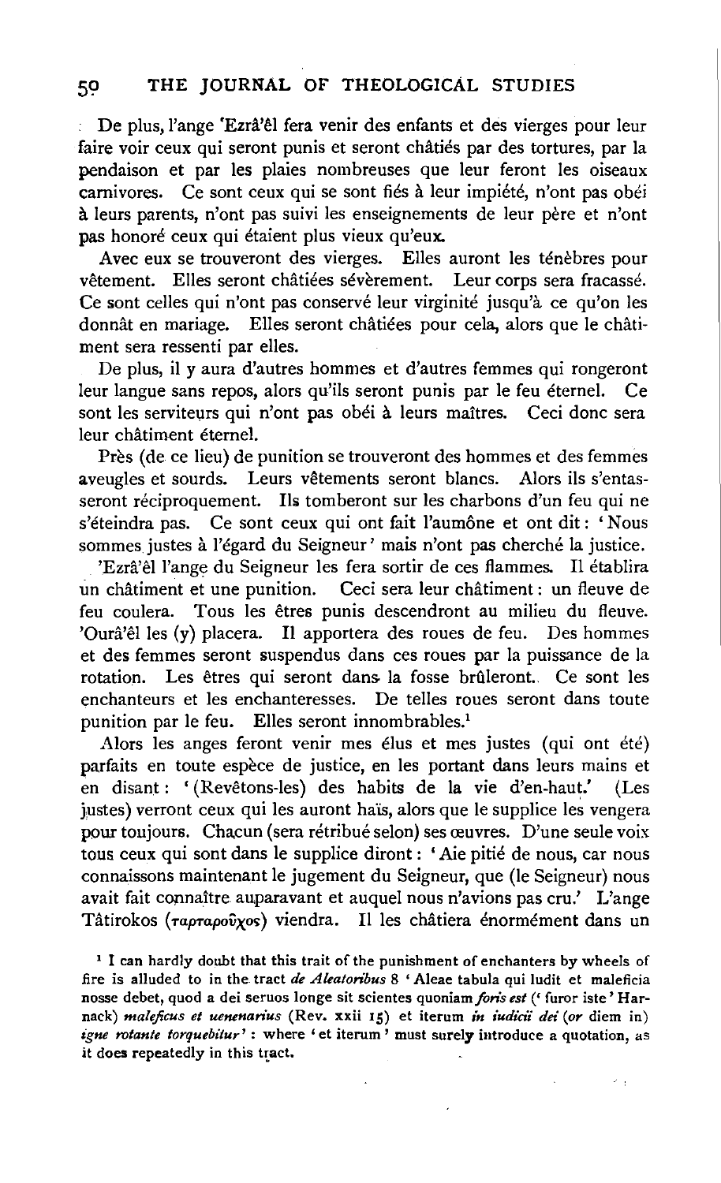De plus, l'ange 'Ezrâ'êl fera venir des enfants et des vierges pour leur faire voir ceux qui seront punis et seront châtiés par des tortures, par la pendaison et par les plaies nombreuses que leur feront les oiseaux carnivores. Ce sont ceux qui se sont fiés à leur impiété, n'ont pas obéi à leurs parents, n'ont pas suivi les enseignements de leur père et n'ont pas honoré ceux qui étaient plus vieux qu'eux.

Avec eux se trouveront des vierges. Elles auront les ténèbres pour vêtement. Elles seront châtiées sévèrement. Leur corps sera fracassé. Ce sont celles qui n'ont pas conservé leur virginité jusqu'à ce qu'on les donnât en mariage. Elles seront châtiées pour cela, alors que le châtiment sera ressenti par elles.

De plus, il y aura d'autres hommes et d'autres femmes qui rongeront leur langue sans repos, alors qu'ils seront punis par le feu éternel. Ce sont les serviteurs qui n'ont pas obéi à leurs maîtres. Ceci donc sera leur châtiment éternel.

Près (de ce lieu) de punition se trouveront des hommes et des femmes aveugles et sourds. Leurs vêtements seront blancs. Alors ils s'entasseront réciproquement. Ils tomberont sur les charbons d'un feu qui ne s'éteindra pas. Ce sont ceux qui ont fait l'aumône et ont dit : 'Nous sommes justes à l'égard du Seigneur' mais n'ont pas cherché la justice.

'Ezrâ'êl l'ange du Seigneur les fera sortir de ces flammes. Il établira un châtiment et une punition. Ceci sera leur châtiment : un fleuve de feu coulera. Tous les êtres punis descendront au milieu du fleuve. 'Ourâ'êl les (y) placera. Il apportera des roues de feu. Des hommes et des femmes seront suspendus dans ces roues par la puissance de la rotation. Les êtres qui seront dans la fosse brûleront. Ce sont les enchanteurs et les enchanteresses. De telles roues seront dans toute punition par le feu. Elles seront innombrables.[1]

Alors les anges feront venir mes élus et mes justes (qui ont été) parfaits en toute espèce de justice, en les portant dans leurs mains et en disant : '(Revêtons-les) des habits de la vie d'en-haut.' (Les justes) verront ceux qui les auront haïs, alors que le supplice les vengera pour toujours. Chacun (sera rétribué selon) ses œuvres. D'une seule voix tous ceux qui sont dans le supplice diront : 'Aie pitié de nous, car nous connaissons maintenant le jugement du Seigneur, que (le Seigneur) nous avait fait connaître auparavant et auquel nous n'avions pas cru.' L'ange Tâtirokos (ταρταροῦχος) viendra. Il les châtiera énormément dans un

[1] I can hardly doubt that this trait of the punishment of enchanters by wheels of fire is alluded to in the tract *de Aleatoribus* 8 'Aleae tabula qui ludit et maleficia nosse debet, quod a dei seruos longe sit scientes quoniam *foris est* (' furor iste ' Harnack) *maleficus et uenenarius* (Rev. xxii 15) et iterum *in iudicii dei* (*or* diem in) *igne rotante torquebitur*' : where 'et iterum' must surely introduce a quotation, as it does repeatedly in this tract.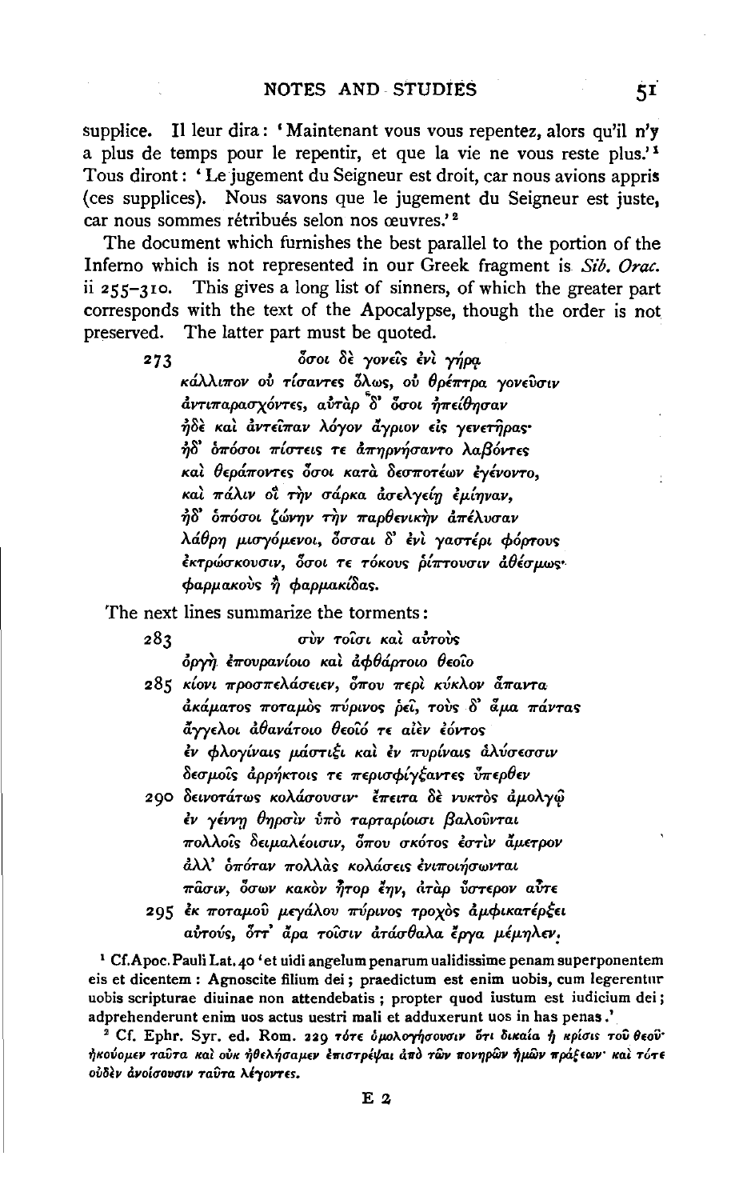supplice. Il leur dira: 'Maintenant vous vous repentez, alors qu'il n'y a plus de temps pour le repentir, et que la vie ne vous reste plus.'[1] Tous diront: 'Le jugement du Seigneur est droit, car nous avions appris (ces supplices). Nous savons que le jugement du Seigneur est juste, car nous sommes rétribués selon nos œuvres.'[2]

The document which furnishes the best parallel to the portion of the Inferno which is not represented in our Greek fragment is *Sib. Orac.* ii 255–310. This gives a long list of sinners, of which the greater part corresponds with the text of the Apocalypse, though the order is not preserved. The latter part must be quoted.

> 273 ὅσοι δὲ γονεῖς ἐνὶ γήρᾳ
> κάλλιπον οὐ τίσαντες ὅλως, οὐ θρέπτρα γονεῦσιν
> ἀντιπαρασχόντες, αὐτὰρ ὅσ᾽ ὅσοι ἠπειθήσαν
> ἠδὲ καὶ ἀντεῖπαν λόγον ἄγριον εἰς γενετῆρας·
> ἠδ᾽ ὁπόσοι πίστεις τε ἀπηρνήσαντο λαβόντες
> καὶ θεράποντες ὅσοι κατὰ δεσποτέων ἐγένοντο,
> καὶ πάλιν οἳ τὴν σάρκα ἀσελγείῃ ἐμίηναν,
> ἠδ᾽ ὁπόσοι ζώνην τὴν παρθενικὴν ἀπέλυσαν
> λάθρῃ μισγόμενοι, ὅσσαι δ᾽ ἐνὶ γαστέρι φόρτους
> ἐκτρώσκουσιν, ὅσοι τε τόκους ῥίπτουσιν ἀθέσμως·
> φαρμακοὺς ἢ φαρμακίδας.

The next lines summarize the torments:

> 283 σὺν τοῖσι καὶ αὐτοὺς
> ὀργὴ ἐπουρανίοιο καὶ ἀφθάρτοιο θεοῖο
> 285 κίονι προσπελάσειεν, ὅπου περὶ κύκλον ἅπαντα
> ἀκάματος ποταμὸς πύρινος ῥεῖ, τοὺς δ᾽ ἅμα πάντας
> ἄγγελοι ἀθανάτοιο θεοῖό τε αἰὲν ἐόντος
> ἐν φλογίναις μάστιξι καὶ ἐν πυρίναις ἁλύσεσσιν
> δεσμοῖς ἀρρήκτοις τε περισφίγξαντες ὕπερθεν
> 290 δεινοτάτως κολάσουσιν· ἔπειτα δὲ νυκτὸς ἀμολγῷ
> ἐν γέννῃ θηρσὶν ὑπὸ ταρταρίοισι βαλοῦνται
> πολλοῖς δειμαλέοισιν, ὅπου σκότος ἐστὶν ἄμετρον
> ἀλλ᾽ ὁπόταν πολλὰς κολάσεις ἐνιποιήσωνται
> πᾶσιν, ὅσων κακὸν ἦτορ ἔην, ἀτὰρ ὕστερον αὖτε
> 295 ἐκ ποταμοῦ μεγάλου πύρινος τροχὸς ἀμφικατέρξει
> αὐτούς, ὅττ᾽ ἄρα τοῖσιν ἀτάσθαλα ἔργα μέμηλεν.

[1] Cf. Apoc. Pauli Lat. 40 'et uidi angelum penarum ualidissime penam superponentem eis et dicentem: Agnoscite filium dei; praedictum est enim uobis, cum legerentur uobis scripturae diuinae non attendebatis; propter quod iustum est iudicium dei; adprehenderunt enim uos actus uestri mali et adduxerunt uos in has penas.'

[2] Cf. Ephr. Syr. ed. Rom. 229 τότε ὁμολογήσουσιν ὅτι δικαία ἡ κρίσις τοῦ θεοῦ· ἠκούομεν ταῦτα καὶ οὐκ ἠθελήσαμεν ἐπιστρέψαι ἀπὸ τῶν πονηρῶν ἡμῶν πράξεων· καὶ τότε οὐδὲν ἀνοίσουσιν ταῦτα λέγοντες.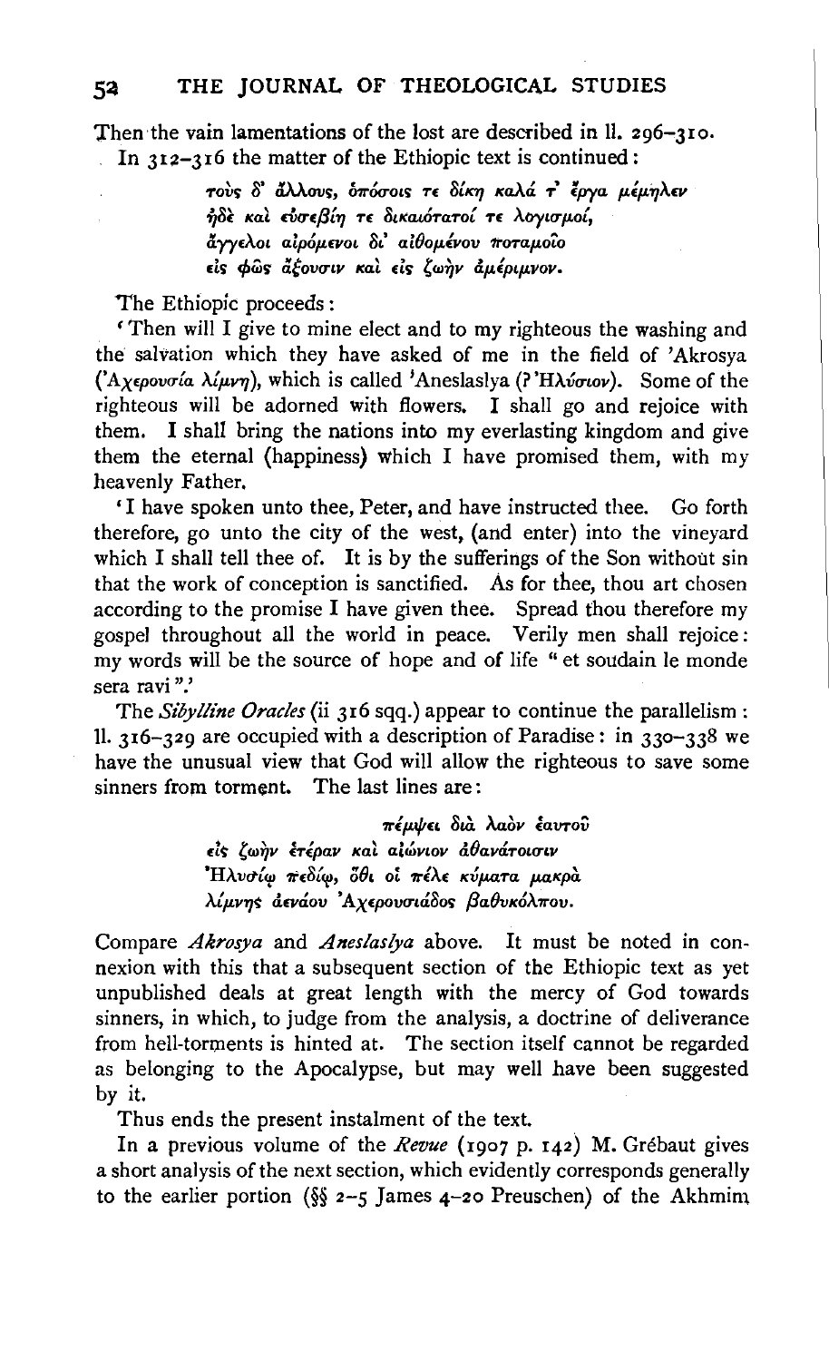Then the vain lamentations of the lost are described in ll. 296–310.
In 312–316 the matter of the Ethiopic text is continued:

> τοὺς δ' ἄλλους, ὁπόσοις τε δίκη καλά τ' ἔργα μέμηλεν
> ἠδὲ καὶ εὐσεβίη τε δικαιότατοί τε λογισμοί,
> ἄγγελοι αἰρόμενοι δι' αἰθομένου ποταμοῖο
> εἰς φῶς ἄξουσιν καὶ εἰς ζωὴν ἀμέριμνον.

The Ethiopic proceeds:

'Then will I give to mine elect and to my righteous the washing and the salvation which they have asked of me in the field of 'Akrosya ('Αχερουσία λίμνη), which is called 'Aneslaslya (? 'Ηλύσιον). Some of the righteous will be adorned with flowers. I shall go and rejoice with them. I shall bring the nations into my everlasting kingdom and give them the eternal (happiness) which I have promised them, with my heavenly Father.

'I have spoken unto thee, Peter, and have instructed thee. Go forth therefore, go unto the city of the west, (and enter) into the vineyard which I shall tell thee of. It is by the sufferings of the Son without sin that the work of conception is sanctified. As for thee, thou art chosen according to the promise I have given thee. Spread thou therefore my gospel throughout all the world in peace. Verily men shall rejoice: my words will be the source of hope and of life "et soudain le monde sera ravi".'

The *Sibylline Oracles* (ii 316 sqq.) appear to continue the parallelism: ll. 316–329 are occupied with a description of Paradise: in 330–338 we have the unusual view that God will allow the righteous to save some sinners from torment. The last lines are:

> πέμψει διὰ λαὸν ἑαυτοῦ
> εἰς ζωὴν ἑτέραν καὶ αἰώνιον ἀθανάτοισιν
> 'Ηλυσίῳ πεδίῳ, ὅθι οἱ πέλε κύματα μακρὰ
> λίμνης ἀενάου 'Αχερουσιάδος βαθυκόλπου.

Compare *Akrosya* and *Aneslaslya* above. It must be noted in connexion with this that a subsequent section of the Ethiopic text as yet unpublished deals at great length with the mercy of God towards sinners, in which, to judge from the analysis, a doctrine of deliverance from hell-torments is hinted at. The section itself cannot be regarded as belonging to the Apocalypse, but may well have been suggested by it.

Thus ends the present instalment of the text.

In a previous volume of the *Revue* (1907 p. 142) M. Grébaut gives a short analysis of the next section, which evidently corresponds generally to the earlier portion (§§ 2–5 James 4–20 Preuschen) of the Akhmim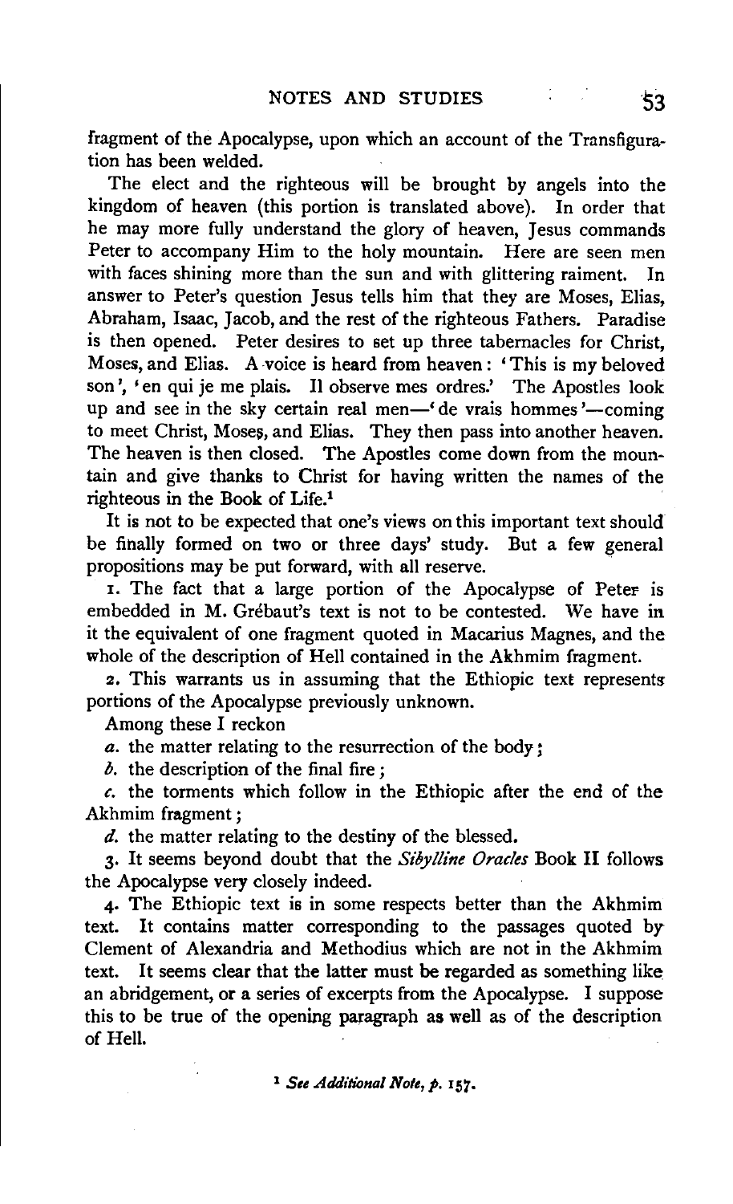fragment of the Apocalypse, upon which an account of the Transfiguration has been welded.

The elect and the righteous will be brought by angels into the kingdom of heaven (this portion is translated above). In order that he may more fully understand the glory of heaven, Jesus commands Peter to accompany Him to the holy mountain. Here are seen men with faces shining more than the sun and with glittering raiment. In answer to Peter's question Jesus tells him that they are Moses, Elias, Abraham, Isaac, Jacob, and the rest of the righteous Fathers. Paradise is then opened. Peter desires to set up three tabernacles for Christ, Moses, and Elias. A voice is heard from heaven: 'This is my beloved son', 'en qui je me plais. Il observe mes ordres.' The Apostles look up and see in the sky certain real men—'de vrais hommes'—coming to meet Christ, Moses, and Elias. They then pass into another heaven. The heaven is then closed. The Apostles come down from the mountain and give thanks to Christ for having written the names of the righteous in the Book of Life.[1]

It is not to be expected that one's views on this important text should be finally formed on two or three days' study. But a few general propositions may be put forward, with all reserve.

1. The fact that a large portion of the Apocalypse of Peter is embedded in M. Grébaut's text is not to be contested. We have in it the equivalent of one fragment quoted in Macarius Magnes, and the whole of the description of Hell contained in the Akhmim fragment.

2. This warrants us in assuming that the Ethiopic text represents portions of the Apocalypse previously unknown.

Among these I reckon

*a.* the matter relating to the resurrection of the body;

*b.* the description of the final fire;

*c.* the torments which follow in the Ethiopic after the end of the Akhmim fragment;

*d.* the matter relating to the destiny of the blessed.

3. It seems beyond doubt that the *Sibylline Oracles* Book II follows the Apocalypse very closely indeed.

4. The Ethiopic text is in some respects better than the Akhmim text. It contains matter corresponding to the passages quoted by Clement of Alexandria and Methodius which are not in the Akhmim text. It seems clear that the latter must be regarded as something like an abridgement, or a series of excerpts from the Apocalypse. I suppose this to be true of the opening paragraph as well as of the description of Hell.

[1] *See Additional Note, p.* 157.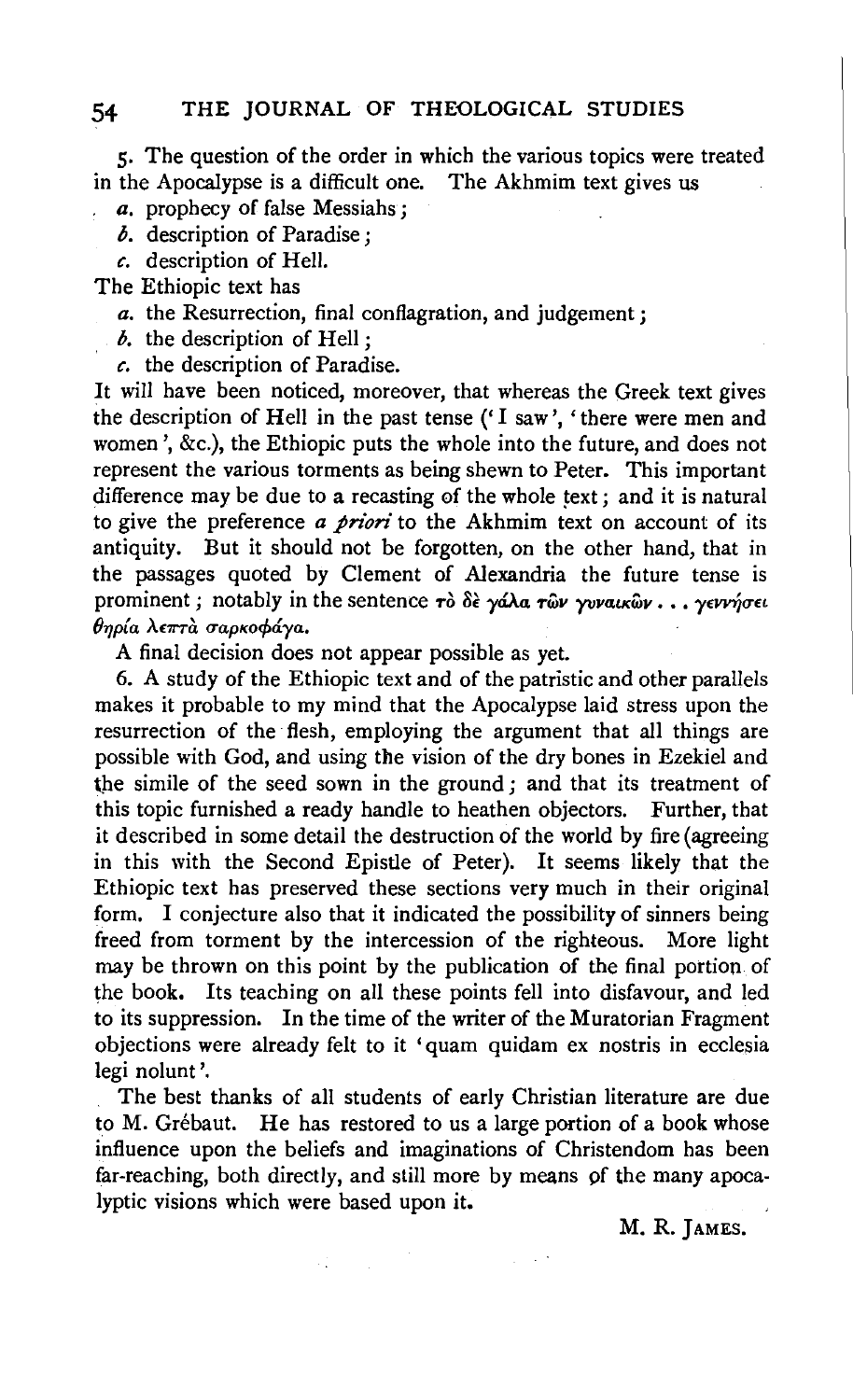5. The question of the order in which the various topics were treated in the Apocalypse is a difficult one. The Akhmim text gives us

*a*. prophecy of false Messiahs;

*b*. description of Paradise;

*c*. description of Hell.

The Ethiopic text has

*a*. the Resurrection, final conflagration, and judgement;

*b*. the description of Hell;

*c*. the description of Paradise.

It will have been noticed, moreover, that whereas the Greek text gives the description of Hell in the past tense ('I saw', 'there were men and women', &c.), the Ethiopic puts the whole into the future, and does not represent the various torments as being shewn to Peter. This important difference may be due to a recasting of the whole text; and it is natural to give the preference *a priori* to the Akhmim text on account of its antiquity. But it should not be forgotten, on the other hand, that in the passages quoted by Clement of Alexandria the future tense is prominent; notably in the sentence τὸ δὲ γάλα τῶν γυναικῶν . . . γεννήσει θηρία λεπτὰ σαρκοφάγα.

A final decision does not appear possible as yet.

6. A study of the Ethiopic text and of the patristic and other parallels makes it probable to my mind that the Apocalypse laid stress upon the resurrection of the flesh, employing the argument that all things are possible with God, and using the vision of the dry bones in Ezekiel and the simile of the seed sown in the ground; and that its treatment of this topic furnished a ready handle to heathen objectors. Further, that it described in some detail the destruction of the world by fire (agreeing in this with the Second Epistle of Peter). It seems likely that the Ethiopic text has preserved these sections very much in their original form. I conjecture also that it indicated the possibility of sinners being freed from torment by the intercession of the righteous. More light may be thrown on this point by the publication of the final portion of the book. Its teaching on all these points fell into disfavour, and led to its suppression. In the time of the writer of the Muratorian Fragment objections were already felt to it 'quam quidam ex nostris in ecclesia legi nolunt'.

The best thanks of all students of early Christian literature are due to M. Grébaut. He has restored to us a large portion of a book whose influence upon the beliefs and imaginations of Christendom has been far-reaching, both directly, and still more by means of the many apocalyptic visions which were based upon it.

M. R. JAMES.